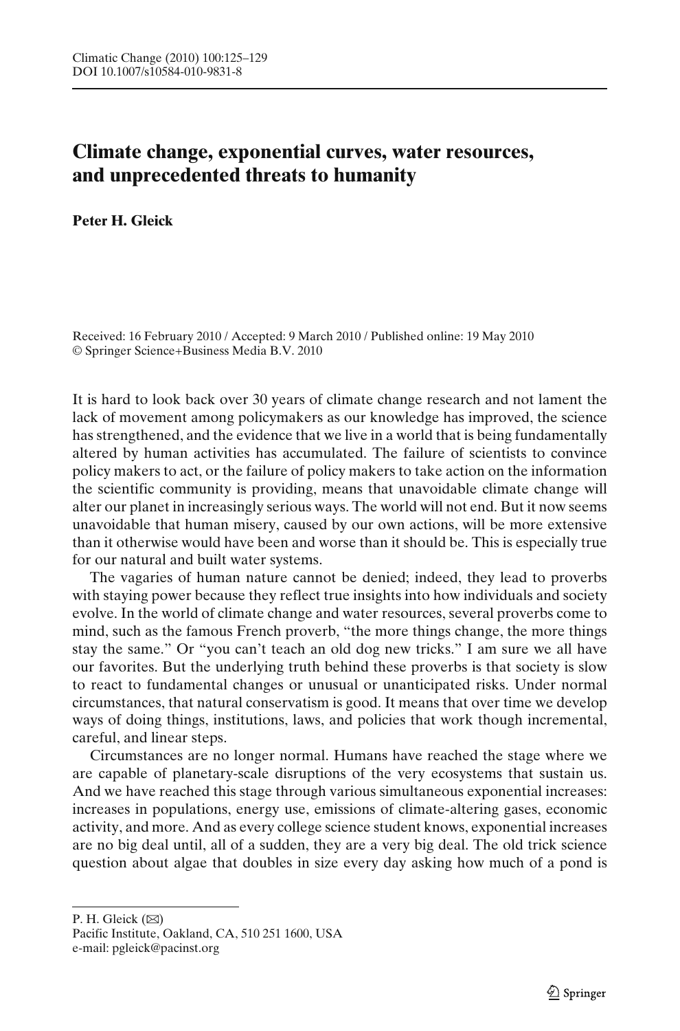# Climate change, exponential curves, water resources, and unprecedented threats to humanity

**Peter H. Gleick**

Received: 16 February 2010 / Accepted: 9 March 2010 / Published online: 19 May 2010
© Springer Science+Business Media B.V. 2010

It is hard to look back over 30 years of climate change research and not lament the lack of movement among policymakers as our knowledge has improved, the science has strengthened, and the evidence that we live in a world that is being fundamentally altered by human activities has accumulated. The failure of scientists to convince policy makers to act, or the failure of policy makers to take action on the information the scientific community is providing, means that unavoidable climate change will alter our planet in increasingly serious ways. The world will not end. But it now seems unavoidable that human misery, caused by our own actions, will be more extensive than it otherwise would have been and worse than it should be. This is especially true for our natural and built water systems.

The vagaries of human nature cannot be denied; indeed, they lead to proverbs with staying power because they reflect true insights into how individuals and society evolve. In the world of climate change and water resources, several proverbs come to mind, such as the famous French proverb, "the more things change, the more things stay the same." Or "you can't teach an old dog new tricks." I am sure we all have our favorites. But the underlying truth behind these proverbs is that society is slow to react to fundamental changes or unusual or unanticipated risks. Under normal circumstances, that natural conservatism is good. It means that over time we develop ways of doing things, institutions, laws, and policies that work though incremental, careful, and linear steps.

Circumstances are no longer normal. Humans have reached the stage where we are capable of planetary-scale disruptions of the very ecosystems that sustain us. And we have reached this stage through various simultaneous exponential increases: increases in populations, energy use, emissions of climate-altering gases, economic activity, and more. And as every college science student knows, exponential increases are no big deal until, all of a sudden, they are a very big deal. The old trick science question about algae that doubles in size every day asking how much of a pond is

---

P. H. Gleick (✉)
Pacific Institute, Oakland, CA, 510 251 1600, USA
e-mail: pgleick@pacinst.org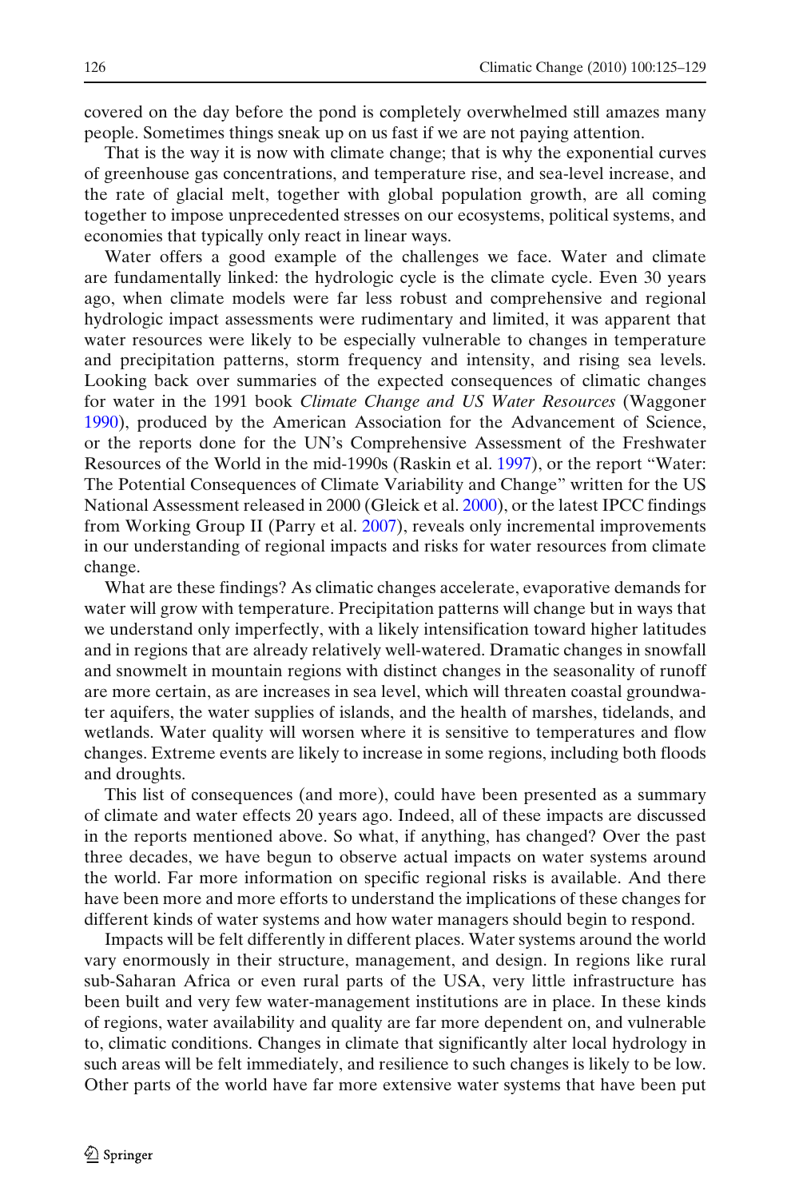covered on the day before the pond is completely overwhelmed still amazes many people. Sometimes things sneak up on us fast if we are not paying attention.

That is the way it is now with climate change; that is why the exponential curves of greenhouse gas concentrations, and temperature rise, and sea-level increase, and the rate of glacial melt, together with global population growth, are all coming together to impose unprecedented stresses on our ecosystems, political systems, and economies that typically only react in linear ways.

Water offers a good example of the challenges we face. Water and climate are fundamentally linked: the hydrologic cycle is the climate cycle. Even 30 years ago, when climate models were far less robust and comprehensive and regional hydrologic impact assessments were rudimentary and limited, it was apparent that water resources were likely to be especially vulnerable to changes in temperature and precipitation patterns, storm frequency and intensity, and rising sea levels. Looking back over summaries of the expected consequences of climatic changes for water in the 1991 book *Climate Change and US Water Resources* (Waggoner 1990), produced by the American Association for the Advancement of Science, or the reports done for the UN's Comprehensive Assessment of the Freshwater Resources of the World in the mid-1990s (Raskin et al. 1997), or the report "Water: The Potential Consequences of Climate Variability and Change" written for the US National Assessment released in 2000 (Gleick et al. 2000), or the latest IPCC findings from Working Group II (Parry et al. 2007), reveals only incremental improvements in our understanding of regional impacts and risks for water resources from climate change.

What are these findings? As climatic changes accelerate, evaporative demands for water will grow with temperature. Precipitation patterns will change but in ways that we understand only imperfectly, with a likely intensification toward higher latitudes and in regions that are already relatively well-watered. Dramatic changes in snowfall and snowmelt in mountain regions with distinct changes in the seasonality of runoff are more certain, as are increases in sea level, which will threaten coastal groundwater aquifers, the water supplies of islands, and the health of marshes, tidelands, and wetlands. Water quality will worsen where it is sensitive to temperatures and flow changes. Extreme events are likely to increase in some regions, including both floods and droughts.

This list of consequences (and more), could have been presented as a summary of climate and water effects 20 years ago. Indeed, all of these impacts are discussed in the reports mentioned above. So what, if anything, has changed? Over the past three decades, we have begun to observe actual impacts on water systems around the world. Far more information on specific regional risks is available. And there have been more and more efforts to understand the implications of these changes for different kinds of water systems and how water managers should begin to respond.

Impacts will be felt differently in different places. Water systems around the world vary enormously in their structure, management, and design. In regions like rural sub-Saharan Africa or even rural parts of the USA, very little infrastructure has been built and very few water-management institutions are in place. In these kinds of regions, water availability and quality are far more dependent on, and vulnerable to, climatic conditions. Changes in climate that significantly alter local hydrology in such areas will be felt immediately, and resilience to such changes is likely to be low. Other parts of the world have far more extensive water systems that have been put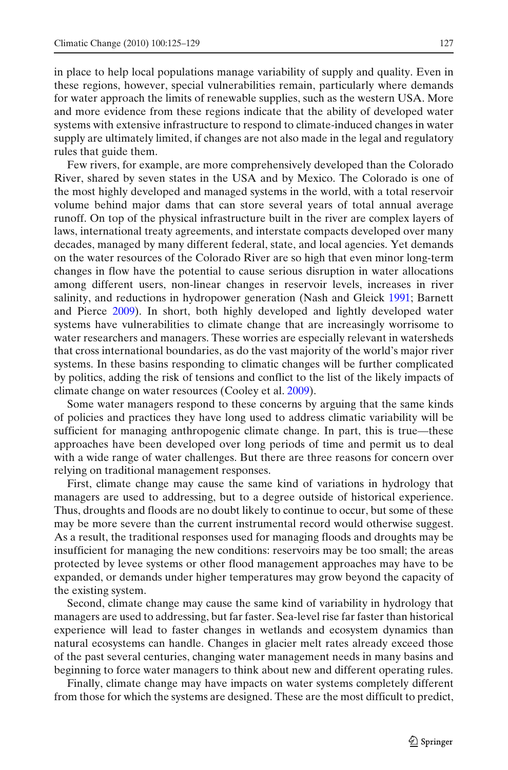in place to help local populations manage variability of supply and quality. Even in these regions, however, special vulnerabilities remain, particularly where demands for water approach the limits of renewable supplies, such as the western USA. More and more evidence from these regions indicate that the ability of developed water systems with extensive infrastructure to respond to climate-induced changes in water supply are ultimately limited, if changes are not also made in the legal and regulatory rules that guide them.

Few rivers, for example, are more comprehensively developed than the Colorado River, shared by seven states in the USA and by Mexico. The Colorado is one of the most highly developed and managed systems in the world, with a total reservoir volume behind major dams that can store several years of total annual average runoff. On top of the physical infrastructure built in the river are complex layers of laws, international treaty agreements, and interstate compacts developed over many decades, managed by many different federal, state, and local agencies. Yet demands on the water resources of the Colorado River are so high that even minor long-term changes in flow have the potential to cause serious disruption in water allocations among different users, non-linear changes in reservoir levels, increases in river salinity, and reductions in hydropower generation (Nash and Gleick 1991; Barnett and Pierce 2009). In short, both highly developed and lightly developed water systems have vulnerabilities to climate change that are increasingly worrisome to water researchers and managers. These worries are especially relevant in watersheds that cross international boundaries, as do the vast majority of the world's major river systems. In these basins responding to climatic changes will be further complicated by politics, adding the risk of tensions and conflict to the list of the likely impacts of climate change on water resources (Cooley et al. 2009).

Some water managers respond to these concerns by arguing that the same kinds of policies and practices they have long used to address climatic variability will be sufficient for managing anthropogenic climate change. In part, this is true—these approaches have been developed over long periods of time and permit us to deal with a wide range of water challenges. But there are three reasons for concern over relying on traditional management responses.

First, climate change may cause the same kind of variations in hydrology that managers are used to addressing, but to a degree outside of historical experience. Thus, droughts and floods are no doubt likely to continue to occur, but some of these may be more severe than the current instrumental record would otherwise suggest. As a result, the traditional responses used for managing floods and droughts may be insufficient for managing the new conditions: reservoirs may be too small; the areas protected by levee systems or other flood management approaches may have to be expanded, or demands under higher temperatures may grow beyond the capacity of the existing system.

Second, climate change may cause the same kind of variability in hydrology that managers are used to addressing, but far faster. Sea-level rise far faster than historical experience will lead to faster changes in wetlands and ecosystem dynamics than natural ecosystems can handle. Changes in glacier melt rates already exceed those of the past several centuries, changing water management needs in many basins and beginning to force water managers to think about new and different operating rules.

Finally, climate change may have impacts on water systems completely different from those for which the systems are designed. These are the most difficult to predict,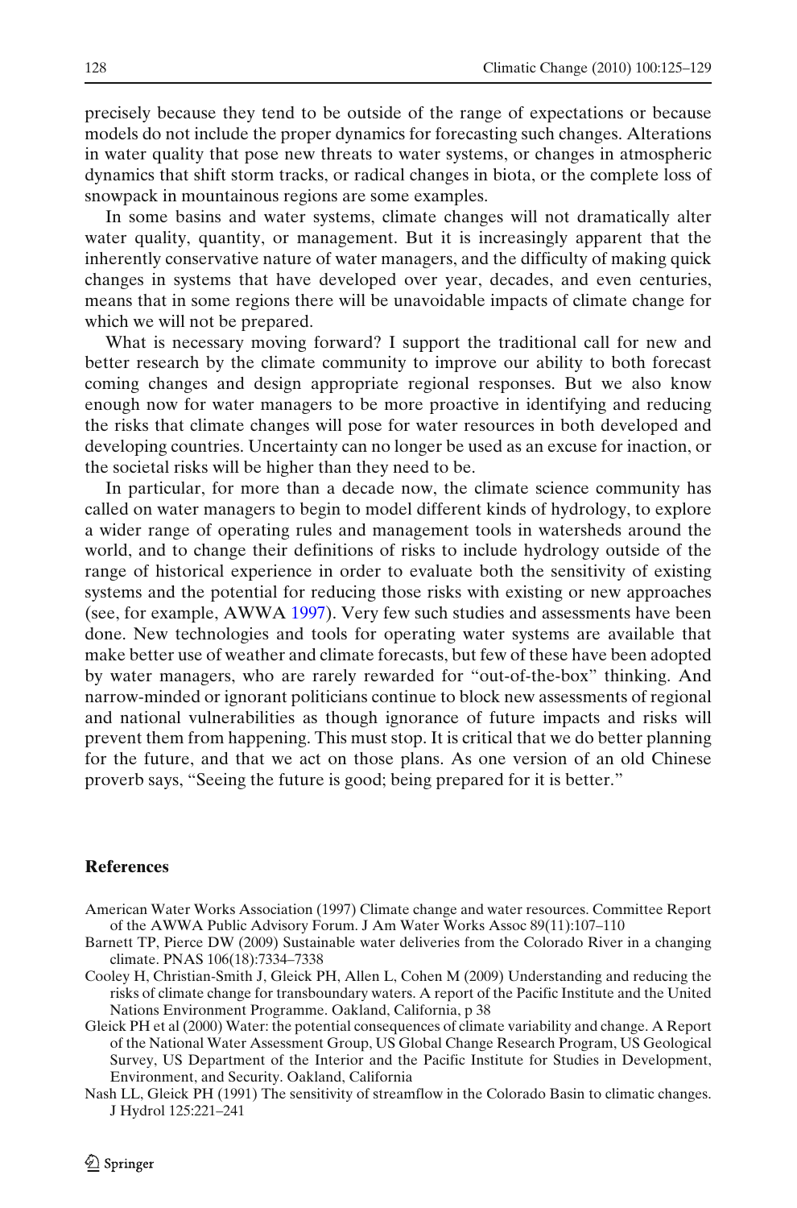precisely because they tend to be outside of the range of expectations or because models do not include the proper dynamics for forecasting such changes. Alterations in water quality that pose new threats to water systems, or changes in atmospheric dynamics that shift storm tracks, or radical changes in biota, or the complete loss of snowpack in mountainous regions are some examples.

In some basins and water systems, climate changes will not dramatically alter water quality, quantity, or management. But it is increasingly apparent that the inherently conservative nature of water managers, and the difficulty of making quick changes in systems that have developed over year, decades, and even centuries, means that in some regions there will be unavoidable impacts of climate change for which we will not be prepared.

What is necessary moving forward? I support the traditional call for new and better research by the climate community to improve our ability to both forecast coming changes and design appropriate regional responses. But we also know enough now for water managers to be more proactive in identifying and reducing the risks that climate changes will pose for water resources in both developed and developing countries. Uncertainty can no longer be used as an excuse for inaction, or the societal risks will be higher than they need to be.

In particular, for more than a decade now, the climate science community has called on water managers to begin to model different kinds of hydrology, to explore a wider range of operating rules and management tools in watersheds around the world, and to change their definitions of risks to include hydrology outside of the range of historical experience in order to evaluate both the sensitivity of existing systems and the potential for reducing those risks with existing or new approaches (see, for example, AWWA 1997). Very few such studies and assessments have been done. New technologies and tools for operating water systems are available that make better use of weather and climate forecasts, but few of these have been adopted by water managers, who are rarely rewarded for "out-of-the-box" thinking. And narrow-minded or ignorant politicians continue to block new assessments of regional and national vulnerabilities as though ignorance of future impacts and risks will prevent them from happening. This must stop. It is critical that we do better planning for the future, and that we act on those plans. As one version of an old Chinese proverb says, "Seeing the future is good; being prepared for it is better."

## References

American Water Works Association (1997) Climate change and water resources. Committee Report of the AWWA Public Advisory Forum. J Am Water Works Assoc 89(11):107–110

Barnett TP, Pierce DW (2009) Sustainable water deliveries from the Colorado River in a changing climate. PNAS 106(18):7334–7338

Cooley H, Christian-Smith J, Gleick PH, Allen L, Cohen M (2009) Understanding and reducing the risks of climate change for transboundary waters. A report of the Pacific Institute and the United Nations Environment Programme. Oakland, California, p 38

Gleick PH et al (2000) Water: the potential consequences of climate variability and change. A Report of the National Water Assessment Group, US Global Change Research Program, US Geological Survey, US Department of the Interior and the Pacific Institute for Studies in Development, Environment, and Security. Oakland, California

Nash LL, Gleick PH (1991) The sensitivity of streamflow in the Colorado Basin to climatic changes. J Hydrol 125:221–241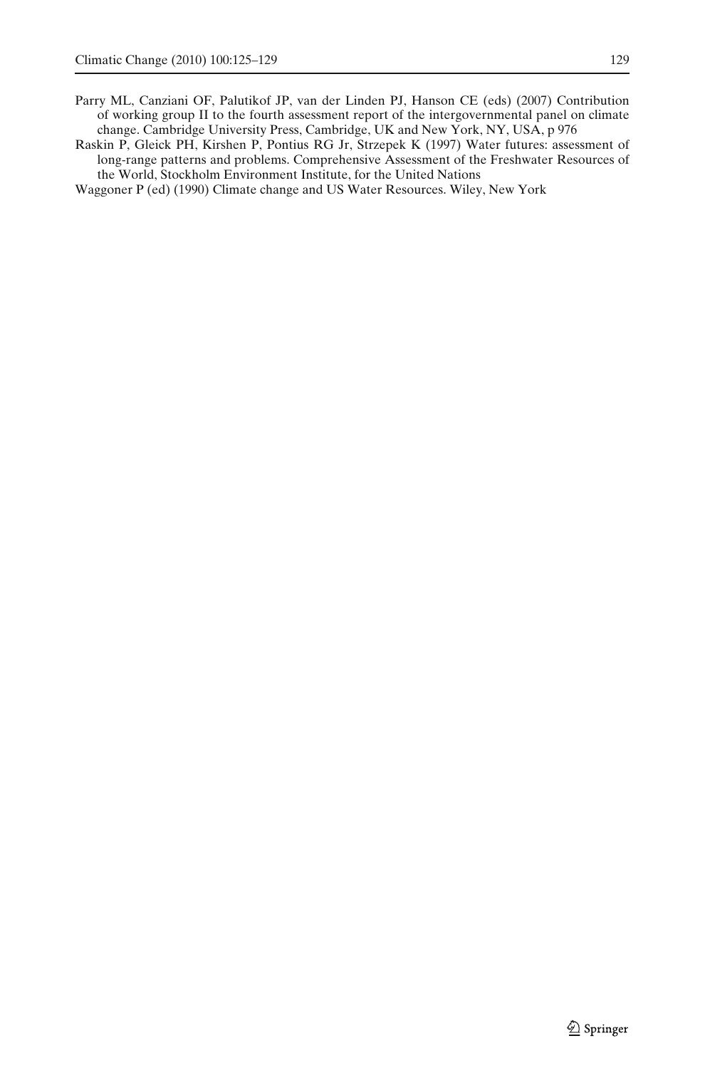Parry ML, Canziani OF, Palutikof JP, van der Linden PJ, Hanson CE (eds) (2007) Contribution of working group II to the fourth assessment report of the intergovernmental panel on climate change. Cambridge University Press, Cambridge, UK and New York, NY, USA, p 976

Raskin P, Gleick PH, Kirshen P, Pontius RG Jr, Strzepek K (1997) Water futures: assessment of long-range patterns and problems. Comprehensive Assessment of the Freshwater Resources of the World, Stockholm Environment Institute, for the United Nations

Waggoner P (ed) (1990) Climate change and US Water Resources. Wiley, New York